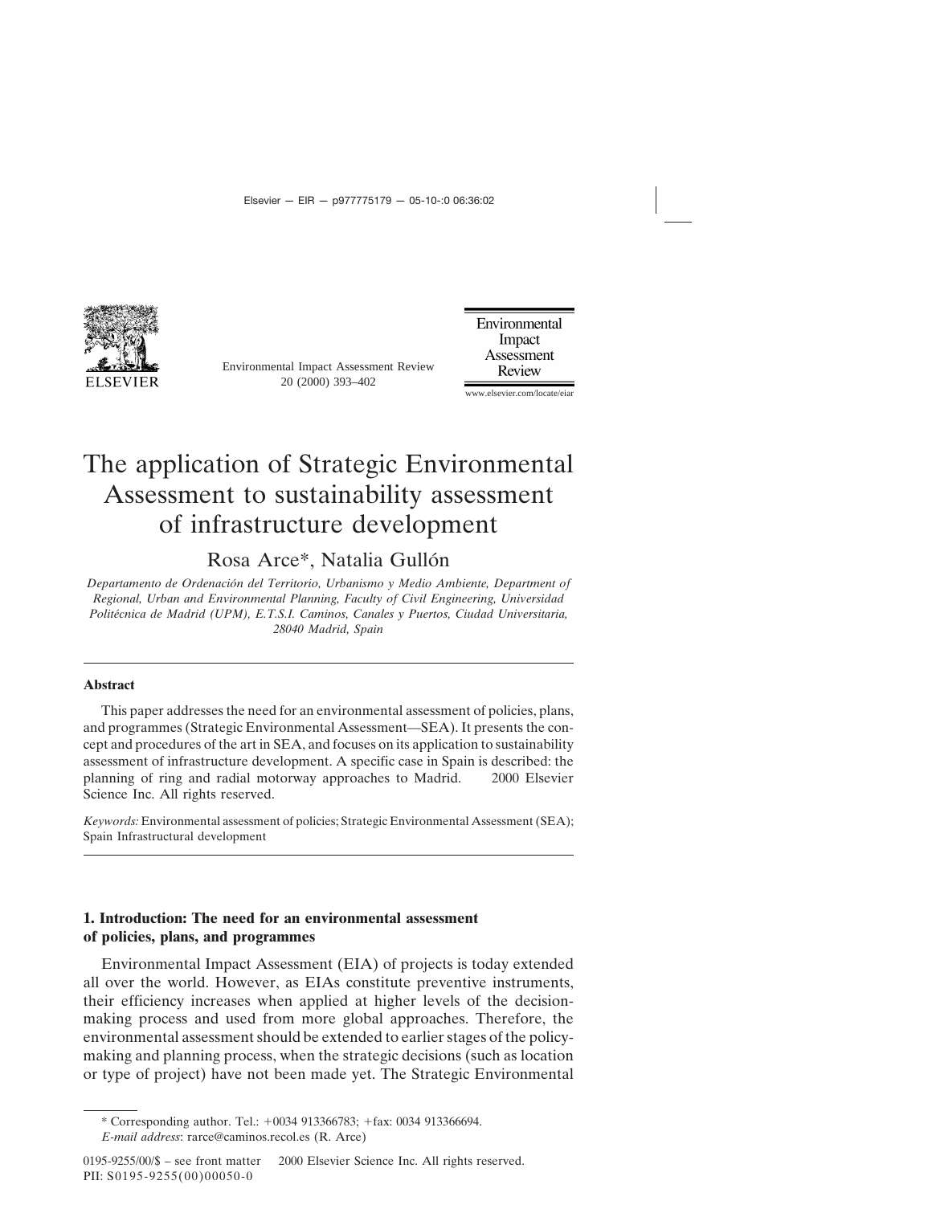# The application of Strategic Environmental Assessment to sustainability assessment of infrastructure development

Rosa Arce*, Natalia Gullón

*Departamento de Ordenación del Territorio, Urbanismo y Medio Ambiente, Department of Regional, Urban and Environmental Planning, Faculty of Civil Engineering, Universidad Politécnica de Madrid (UPM), E.T.S.I. Caminos, Canales y Puertos, Ciudad Universitaria, 28040 Madrid, Spain*

## Abstract

This paper addresses the need for an environmental assessment of policies, plans, and programmes (Strategic Environmental Assessment—SEA). It presents the concept and procedures of the art in SEA, and focuses on its application to sustainability assessment of infrastructure development. A specific case in Spain is described: the planning of ring and radial motorway approaches to Madrid. 2000 Elsevier Science Inc. All rights reserved.

*Keywords:* Environmental assessment of policies; Strategic Environmental Assessment (SEA); Spain Infrastructural development

## 1. Introduction: The need for an environmental assessment of policies, plans, and programmes

Environmental Impact Assessment (EIA) of projects is today extended all over the world. However, as EIAs constitute preventive instruments, their efficiency increases when applied at higher levels of the decision-making process and used from more global approaches. Therefore, the environmental assessment should be extended to earlier stages of the policy-making and planning process, when the strategic decisions (such as location or type of project) have not been made yet. The Strategic Environmental

---

\* Corresponding author. Tel.: +0034 913366783; +fax: 0034 913366694.
*E-mail address*: rarce@caminos.recol.es (R. Arce)

0195-9255/00/$ – see front matter 2000 Elsevier Science Inc. All rights reserved.
PII: S0195-9255(00)00050-0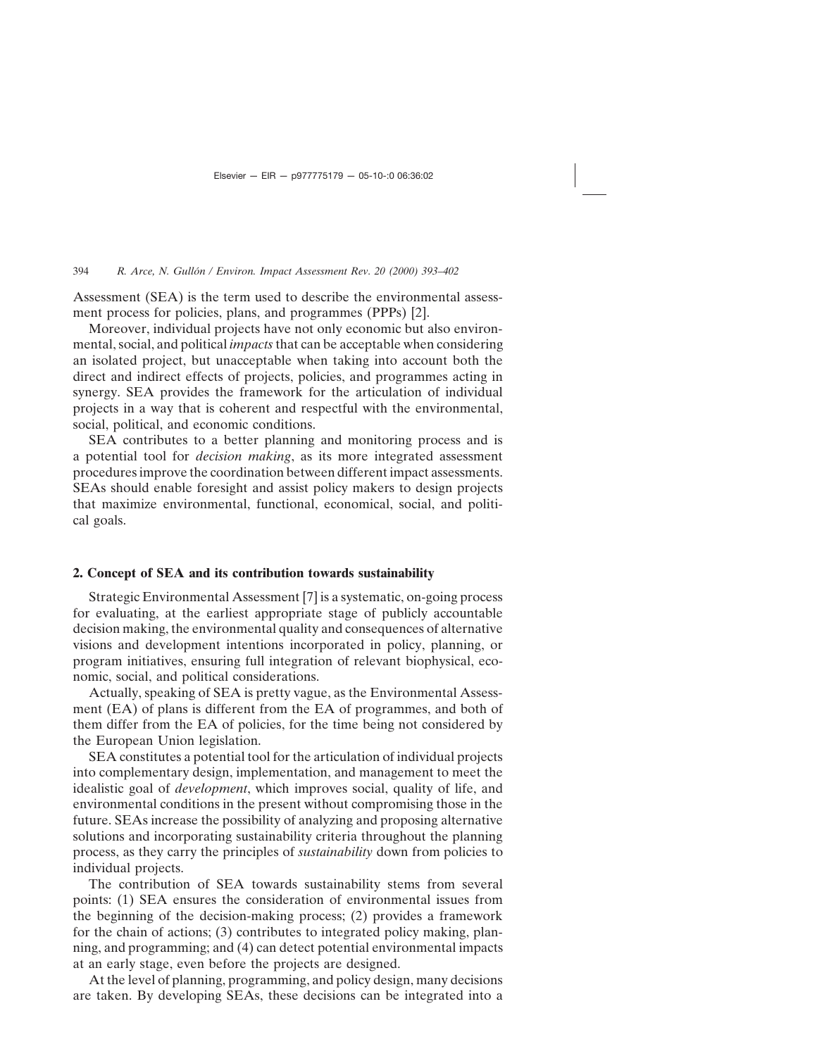Assessment (SEA) is the term used to describe the environmental assessment process for policies, plans, and programmes (PPPs) [2].

Moreover, individual projects have not only economic but also environmental, social, and political *impacts* that can be acceptable when considering an isolated project, but unacceptable when taking into account both the direct and indirect effects of projects, policies, and programmes acting in synergy. SEA provides the framework for the articulation of individual projects in a way that is coherent and respectful with the environmental, social, political, and economic conditions.

SEA contributes to a better planning and monitoring process and is a potential tool for *decision making*, as its more integrated assessment procedures improve the coordination between different impact assessments. SEAs should enable foresight and assist policy makers to design projects that maximize environmental, functional, economical, social, and political goals.

## 2. Concept of SEA and its contribution towards sustainability

Strategic Environmental Assessment [7] is a systematic, on-going process for evaluating, at the earliest appropriate stage of publicly accountable decision making, the environmental quality and consequences of alternative visions and development intentions incorporated in policy, planning, or program initiatives, ensuring full integration of relevant biophysical, economic, social, and political considerations.

Actually, speaking of SEA is pretty vague, as the Environmental Assessment (EA) of plans is different from the EA of programmes, and both of them differ from the EA of policies, for the time being not considered by the European Union legislation.

SEA constitutes a potential tool for the articulation of individual projects into complementary design, implementation, and management to meet the idealistic goal of *development*, which improves social, quality of life, and environmental conditions in the present without compromising those in the future. SEAs increase the possibility of analyzing and proposing alternative solutions and incorporating sustainability criteria throughout the planning process, as they carry the principles of *sustainability* down from policies to individual projects.

The contribution of SEA towards sustainability stems from several points: (1) SEA ensures the consideration of environmental issues from the beginning of the decision-making process; (2) provides a framework for the chain of actions; (3) contributes to integrated policy making, planning, and programming; and (4) can detect potential environmental impacts at an early stage, even before the projects are designed.

At the level of planning, programming, and policy design, many decisions are taken. By developing SEAs, these decisions can be integrated into a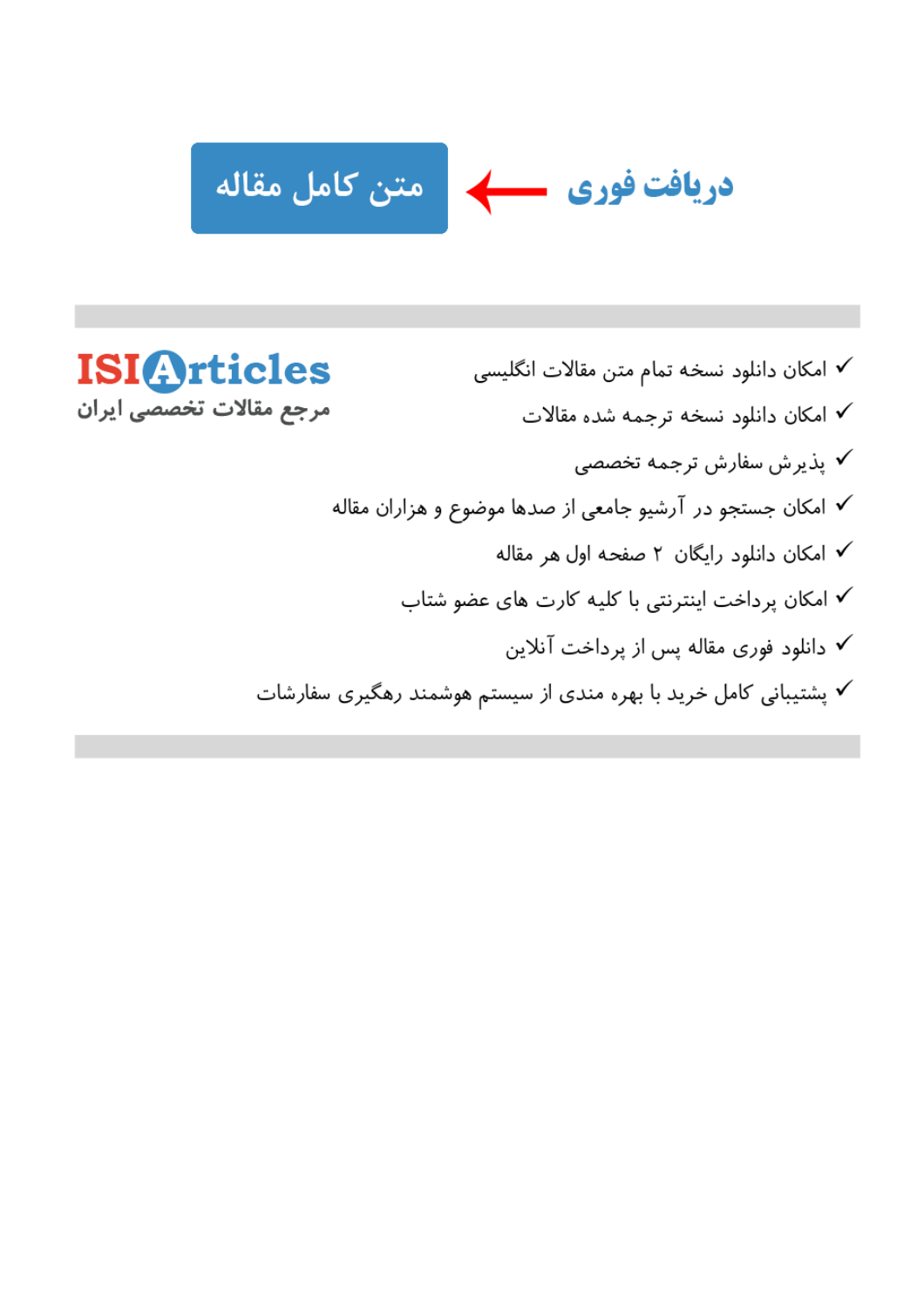دریافت فوری ← متن کامل مقاله

**ISIArticles**

مرجع مقالات تخصصی ایران

- ✓ امکان دانلود نسخه تمام متن مقالات انگلیسی
- ✓ امکان دانلود نسخه ترجمه شده مقالات
- ✓ پذیرش سفارش ترجمه تخصصی
- ✓ امکان جستجو در آرشیو جامعی از صدها موضوع و هزاران مقاله
- ✓ امکان دانلود رایگان ۲ صفحه اول هر مقاله
- ✓ امکان پرداخت اینترنتی با کلیه کارت های عضو شتاب
- ✓ دانلود فوری مقاله پس از پرداخت آنلاین
- ✓ پشتیبانی کامل خرید با بهره مندی از سیستم هوشمند رهگیری سفارشات